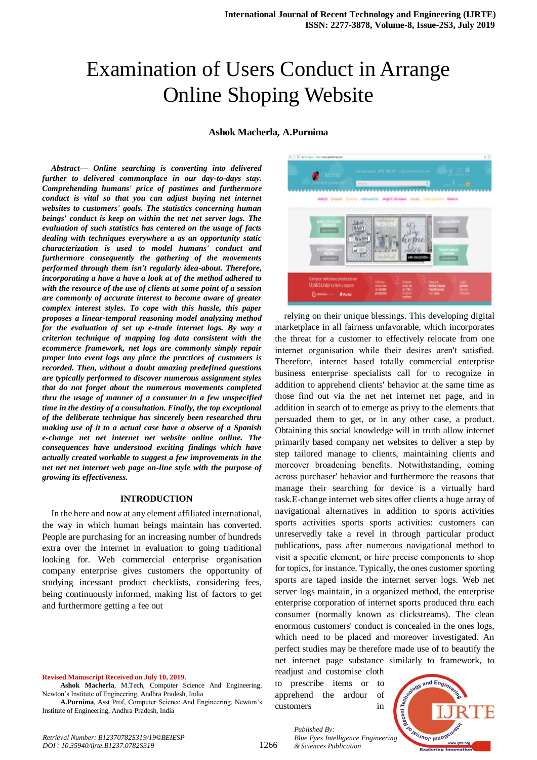# Examination of Users Conduct in Arrange Online Shoping Website

**Ashok Macherla, A.Purnima**

***Abstract— Online searching is converting into delivered further to delivered commonplace in our day-to-days stay. Comprehending humans' price of pastimes and furthermore conduct is vital so that you can adjust buying net internet websites to customers' goals. The statistics concerning human beings' conduct is keep on within the net net server logs. The evaluation of such statistics has centered on the usage of facts dealing with techniques everywhere a as an opportunity static characterization is used to model humans' conduct and furthermore consequently the gathering of the movements performed through them isn't regularly idea-about. Therefore, incorporating a have a have a look at of the method adhered to with the resource of the use of clients at some point of a session are commonly of accurate interest to become aware of greater complex interest styles. To cope with this hassle, this paper proposes a linear-temporal reasoning model analyzing method for the evaluation of set up e-trade internet logs. By way of a criterion technique of mapping log data consistent with the ecommerce framework, net logs are commonly simply repair proper into event logs any place the practices of customers is recorded. Then, without a doubt amazing predefined questions are typically performed to discover numerous assignment styles that do not forget about the numerous movements completed thru the usage of manner of a consumer in a few unspecified time in the destiny of a consultation. Finally, the top exceptional of the deliberate technique has sincerely been researched thru making use of it to a actual case have a observe of a Spanish e-change net net internet net website online online. The consequences have understood exciting findings which have actually created workable to suggest a few improvements in the net net net internet web page on-line style with the purpose of growing its effectiveness.***

## INTRODUCTION

In the here and now at any element affiliated international, the way in which human beings maintain has converted. People are purchasing for an increasing number of hundreds extra over the Internet in evaluation to going traditional looking for. Web commercial enterprise organisation company enterprise gives customers the opportunity of studying incessant product checklists, considering fees, being continuously informed, making list of factors to get and furthermore getting a fee out relying on their unique blessings. This developing digital marketplace in all fairness unfavorable, which incorporates the threat for a customer to effectively relocate from one internet organisation while their desires aren't satisfied. Therefore, internet based totally commercial enterprise business enterprise specialists call for to recognize in addition to apprehend clients' behavior at the same time as those find out via the net net internet net page, and in addition in search of to emerge as privy to the elements that persuaded them to get, or in any other case, a product. Obtaining this social knowledge will in truth allow internet primarily based company net websites to deliver a step by step tailored manage to clients, maintaining clients and moreover broadening benefits. Notwithstanding, coming across purchaser' behavior and furthermore the reasons that manage their searching for device is a virtually hard task.E-change internet web sites offer clients a huge array of navigational alternatives in addition to sports activities sports activities sports sports activities: customers can unreservedly take a revel in through particular product publications, pass after numerous navigational method to visit a specific element, or hire precise components to shop for topics, for instance. Typically, the ones customer sporting sports are taped inside the internet server logs. Web net server logs maintain, in a organized method, the enterprise enterprise corporation of internet sports produced thru each consumer (normally known as clickstreams). The clean enormous customers' conduct is concealed in the ones logs, which need to be placed and moreover investigated. An perfect studies may be therefore made use of to beautify the net internet page substance similarly to framework, to readjust and customise cloth to prescribe items or to apprehend the ardour of customers in

**Revised Manuscript Received on July 10, 2019.**

**Ashok Macherla**, M.Tech, Computer Science And Engineering, Newton's Institute of Engineering, Andhra Pradesh, India

**A.Purnima**, Asst Prof, Computer Science And Engineering, Newton's Institute of Engineering, Andhra Pradesh, India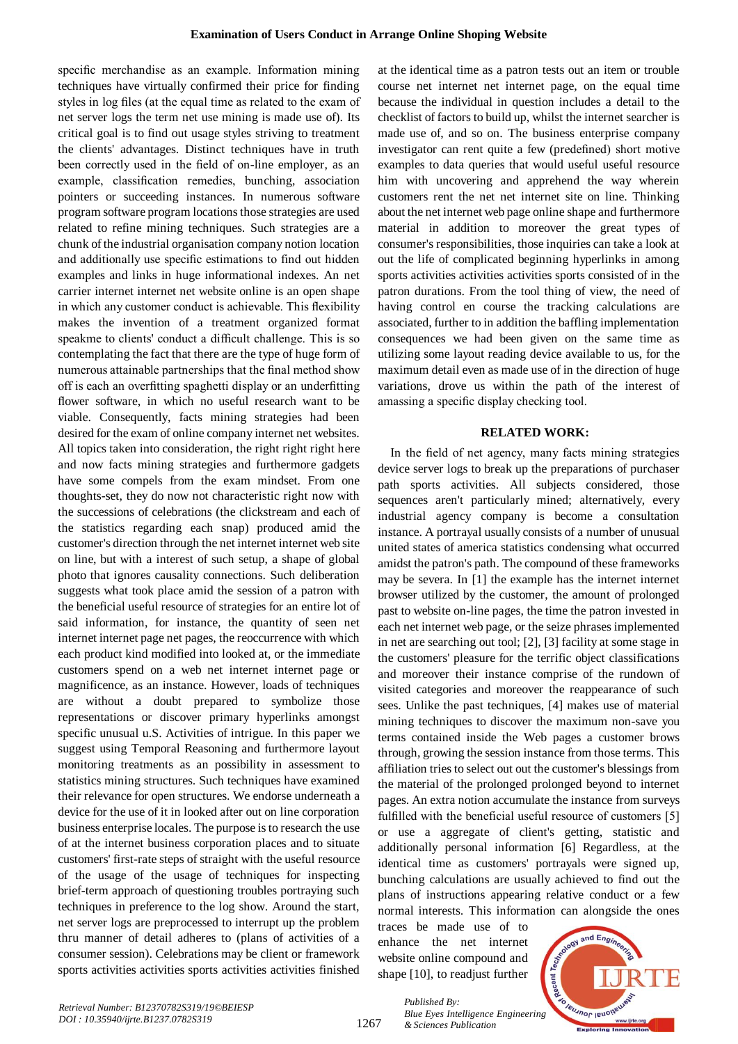specific merchandise as an example. Information mining techniques have virtually confirmed their price for finding styles in log files (at the equal time as related to the exam of net server logs the term net use mining is made use of). Its critical goal is to find out usage styles striving to treatment the clients' advantages. Distinct techniques have in truth been correctly used in the field of on-line employer, as an example, classification remedies, bunching, association pointers or succeeding instances. In numerous software program software program locations those strategies are used related to refine mining techniques. Such strategies are a chunk of the industrial organisation company notion location and additionally use specific estimations to find out hidden examples and links in huge informational indexes. An net carrier internet internet net website online is an open shape in which any customer conduct is achievable. This flexibility makes the invention of a treatment organized format speakme to clients' conduct a difficult challenge. This is so contemplating the fact that there are the type of huge form of numerous attainable partnerships that the final method show off is each an overfitting spaghetti display or an underfitting flower software, in which no useful research want to be viable. Consequently, facts mining strategies had been desired for the exam of online company internet net websites. All topics taken into consideration, the right right right here and now facts mining strategies and furthermore gadgets have some compels from the exam mindset. From one thoughts-set, they do now not characteristic right now with the successions of celebrations (the clickstream and each of the statistics regarding each snap) produced amid the customer's direction through the net internet internet web site on line, but with a interest of such setup, a shape of global photo that ignores causality connections. Such deliberation suggests what took place amid the session of a patron with the beneficial useful resource of strategies for an entire lot of said information, for instance, the quantity of seen net internet internet page net pages, the reoccurrence with which each product kind modified into looked at, or the immediate customers spend on a web net internet internet page or magnificence, as an instance. However, loads of techniques are without a doubt prepared to symbolize those representations or discover primary hyperlinks amongst specific unusual u.S. Activities of intrigue. In this paper we suggest using Temporal Reasoning and furthermore layout monitoring treatments as an possibility in assessment to statistics mining structures. Such techniques have examined their relevance for open structures. We endorse underneath a device for the use of it in looked after out on line corporation business enterprise locales. The purpose is to research the use of at the internet business corporation places and to situate customers' first-rate steps of straight with the useful resource of the usage of the usage of techniques for inspecting brief-term approach of questioning troubles portraying such techniques in preference to the log show. Around the start, net server logs are preprocessed to interrupt up the problem thru manner of detail adheres to (plans of activities of a consumer session). Celebrations may be client or framework sports activities activities sports activities activities finished at the identical time as a patron tests out an item or trouble course net internet net internet page, on the equal time because the individual in question includes a detail to the checklist of factors to build up, whilst the internet searcher is made use of, and so on. The business enterprise company investigator can rent quite a few (predefined) short motive examples to data queries that would useful useful resource him with uncovering and apprehend the way wherein customers rent the net net internet site on line. Thinking about the net internet web page online shape and furthermore material in addition to moreover the great types of consumer's responsibilities, those inquiries can take a look at out the life of complicated beginning hyperlinks in among sports activities activities activities sports consisted of in the patron durations. From the tool thing of view, the need of having control en course the tracking calculations are associated, further to in addition the baffling implementation consequences we had been given on the same time as utilizing some layout reading device available to us, for the maximum detail even as made use of in the direction of huge variations, drove us within the path of the interest of amassing a specific display checking tool.

## RELATED WORK:

In the field of net agency, many facts mining strategies device server logs to break up the preparations of purchaser path sports activities. All subjects considered, those sequences aren't particularly mined; alternatively, every industrial agency company is become a consultation instance. A portrayal usually consists of a number of unusual united states of america statistics condensing what occurred amidst the patron's path. The compound of these frameworks may be severa. In [1] the example has the internet internet browser utilized by the customer, the amount of prolonged past to website on-line pages, the time the patron invested in each net internet web page, or the seize phrases implemented in net are searching out tool; [2], [3] facility at some stage in the customers' pleasure for the terrific object classifications and moreover their instance comprise of the rundown of visited categories and moreover the reappearance of such sees. Unlike the past techniques, [4] makes use of material mining techniques to discover the maximum non-save you terms contained inside the Web pages a customer brows through, growing the session instance from those terms. This affiliation tries to select out out the customer's blessings from the material of the prolonged prolonged beyond to internet pages. An extra notion accumulate the instance from surveys fulfilled with the beneficial useful resource of customers [5] or use a aggregate of client's getting, statistic and additionally personal information [6] Regardless, at the identical time as customers' portrayals were signed up, bunching calculations are usually achieved to find out the plans of instructions appearing relative conduct or a few normal interests. This information can alongside the ones traces be made use of to enhance the net internet website online compound and shape [10], to readjust further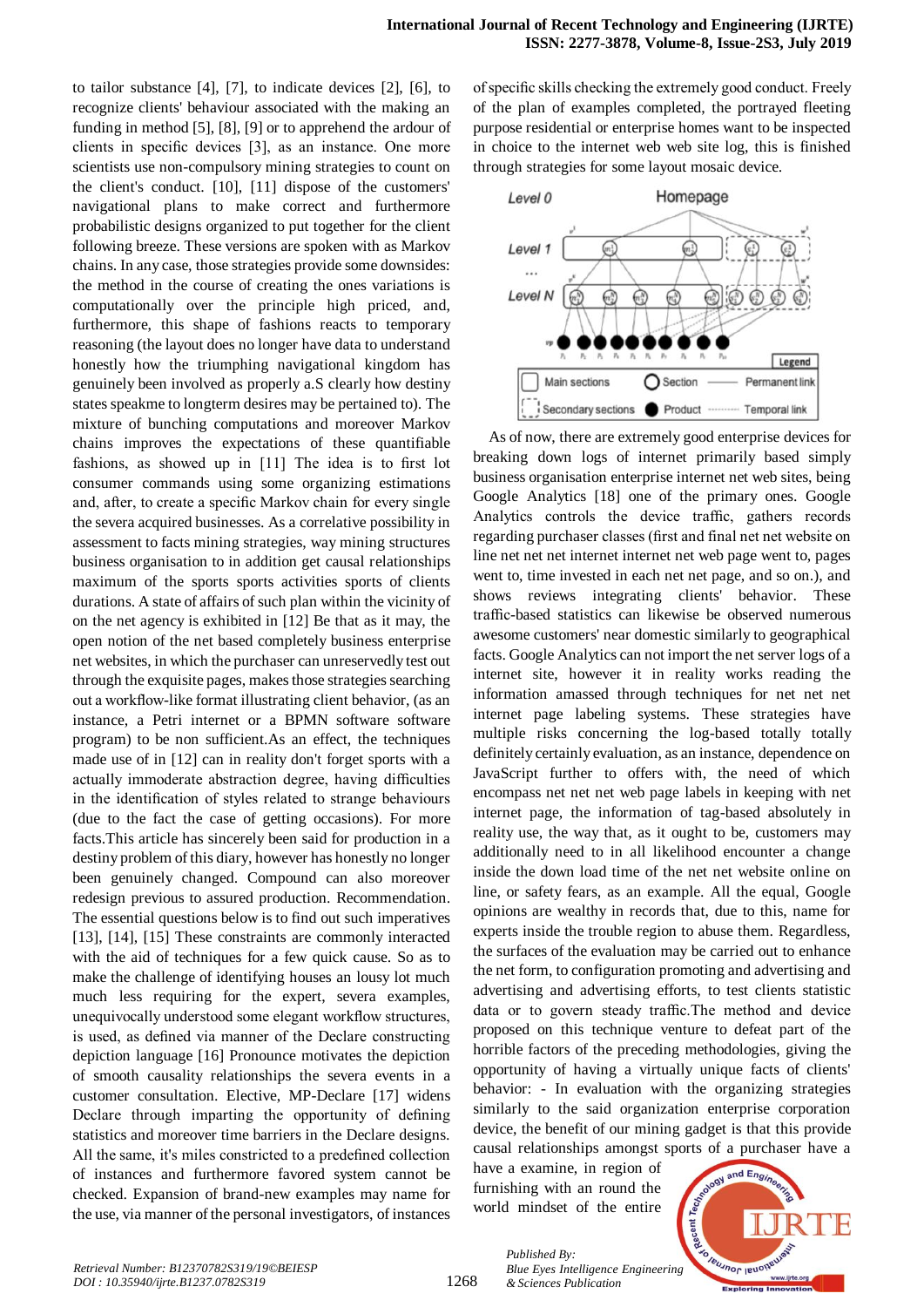to tailor substance [4], [7], to indicate devices [2], [6], to recognize clients' behaviour associated with the making an funding in method [5], [8], [9] or to apprehend the ardour of clients in specific devices [3], as an instance. One more scientists use non-compulsory mining strategies to count on the client's conduct. [10], [11] dispose of the customers' navigational plans to make correct and furthermore probabilistic designs organized to put together for the client following breeze. These versions are spoken with as Markov chains. In any case, those strategies provide some downsides: the method in the course of creating the ones variations is computationally over the principle high priced, and, furthermore, this shape of fashions reacts to temporary reasoning (the layout does no longer have data to understand honestly how the triumphing navigational kingdom has genuinely been involved as properly a.S clearly how destiny states speakme to longterm desires may be pertained to). The mixture of bunching computations and moreover Markov chains improves the expectations of these quantifiable fashions, as showed up in [11] The idea is to first lot consumer commands using some organizing estimations and, after, to create a specific Markov chain for every single the severa acquired businesses. As a correlative possibility in assessment to facts mining strategies, way mining structures business organisation to in addition get causal relationships maximum of the sports sports activities sports of clients durations. A state of affairs of such plan within the vicinity of on the net agency is exhibited in [12] Be that as it may, the open notion of the net based completely business enterprise net websites, in which the purchaser can unreservedly test out through the exquisite pages, makes those strategies searching out a workflow-like format illustrating client behavior, (as an instance, a Petri internet or a BPMN software software program) to be non sufficient.As an effect, the techniques made use of in [12] can in reality don't forget sports with a actually immoderate abstraction degree, having difficulties in the identification of styles related to strange behaviours (due to the fact the case of getting occasions). For more facts.This article has sincerely been said for production in a destiny problem of this diary, however has honestly no longer been genuinely changed. Compound can also moreover redesign previous to assured production. Recommendation. The essential questions below is to find out such imperatives [13], [14], [15] These constraints are commonly interacted with the aid of techniques for a few quick cause. So as to make the challenge of identifying houses an lousy lot much much less requiring for the expert, severa examples, unequivocally understood some elegant workflow structures, is used, as defined via manner of the Declare constructing depiction language [16] Pronounce motivates the depiction of smooth causality relationships the severa events in a customer consultation. Elective, MP-Declare [17] widens Declare through imparting the opportunity of defining statistics and moreover time barriers in the Declare designs. All the same, it's miles constricted to a predefined collection of instances and furthermore favored system cannot be checked. Expansion of brand-new examples may name for the use, via manner of the personal investigators, of instances of specific skills checking the extremely good conduct. Freely of the plan of examples completed, the portrayed fleeting purpose residential or enterprise homes want to be inspected in choice to the internet web web site log, this is finished through strategies for some layout mosaic device.

As of now, there are extremely good enterprise devices for breaking down logs of internet primarily based simply business organisation enterprise internet net web sites, being Google Analytics [18] one of the primary ones. Google Analytics controls the device traffic, gathers records regarding purchaser classes (first and final net net website on line net net net internet internet net web page went to, pages went to, time invested in each net net page, and so on.), and shows reviews integrating clients' behavior. These traffic-based statistics can likewise be observed numerous awesome customers' near domestic similarly to geographical facts. Google Analytics can not import the net server logs of a internet site, however it in reality works reading the information amassed through techniques for net net net internet page labeling systems. These strategies have multiple risks concerning the log-based totally totally definitely certainly evaluation, as an instance, dependence on JavaScript further to offers with, the need of which encompass net net net web page labels in keeping with net internet page, the information of tag-based absolutely in reality use, the way that, as it ought to be, customers may additionally need to in all likelihood encounter a change inside the down load time of the net net website online on line, or safety fears, as an example. All the equal, Google opinions are wealthy in records that, due to this, name for experts inside the trouble region to abuse them. Regardless, the surfaces of the evaluation may be carried out to enhance the net form, to configuration promoting and advertising and advertising and advertising efforts, to test clients statistic data or to govern steady traffic.The method and device proposed on this technique venture to defeat part of the horrible factors of the preceding methodologies, giving the opportunity of having a virtually unique facts of clients' behavior: - In evaluation with the organizing strategies similarly to the said organization enterprise corporation device, the benefit of our mining gadget is that this provide causal relationships amongst sports of a purchaser have a have a examine, in region of furnishing with an round the world mindset of the entire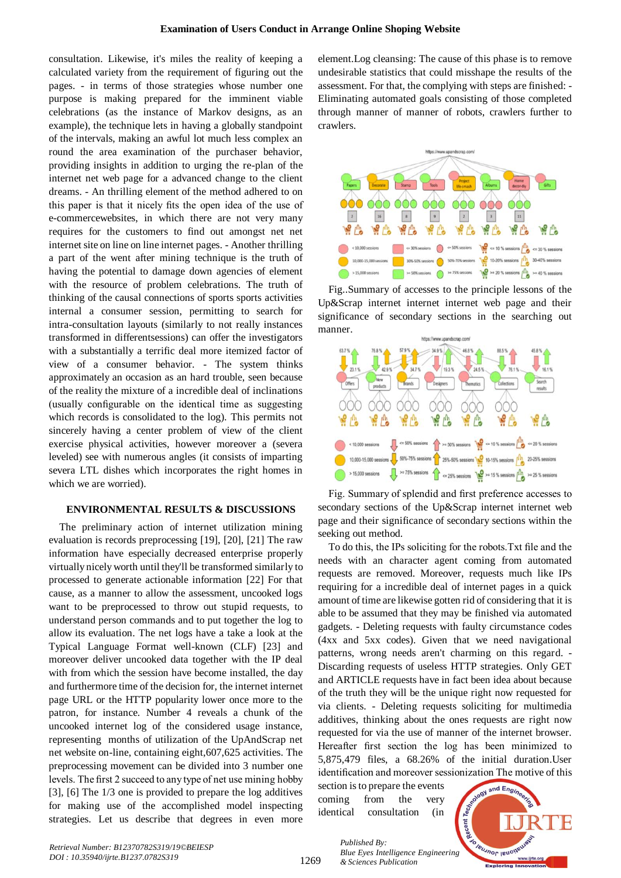consultation. Likewise, it's miles the reality of keeping a calculated variety from the requirement of figuring out the pages. - in terms of those strategies whose number one purpose is making prepared for the imminent viable celebrations (as the instance of Markov designs, as an example), the technique lets in having a globally standpoint of the intervals, making an awful lot much less complex an round the area examination of the purchaser behavior, providing insights in addition to urging the re-plan of the internet net web page for a advanced change to the client dreams. - An thrilling element of the method adhered to on this paper is that it nicely fits the open idea of the use of e-commercewebsites, in which there are not very many requires for the customers to find out amongst net net internet site on line on line internet pages. - Another thrilling a part of the went after mining technique is the truth of having the potential to damage down agencies of element with the resource of problem celebrations. The truth of thinking of the causal connections of sports sports activities internal a consumer session, permitting to search for intra-consultation layouts (similarly to not really instances transformed in differentsessions) can offer the investigators with a substantially a terrific deal more itemized factor of view of a consumer behavior. - The system thinks approximately an occasion as an hard trouble, seen because of the reality the mixture of a incredible deal of inclinations (usually configurable on the identical time as suggesting which records is consolidated to the log). This permits not sincerely having a center problem of view of the client exercise physical activities, however moreover a (severa leveled) see with numerous angles (it consists of imparting severa LTL dishes which incorporates the right homes in which we are worried).

## ENVIRONMENTAL RESULTS & DISCUSSIONS

The preliminary action of internet utilization mining evaluation is records preprocessing [19], [20], [21] The raw information have especially decreased enterprise properly virtually nicely worth until they'll be transformed similarly to processed to generate actionable information [22] For that cause, as a manner to allow the assessment, uncooked logs want to be preprocessed to throw out stupid requests, to understand person commands and to put together the log to allow its evaluation. The net logs have a take a look at the Typical Language Format well-known (CLF) [23] and moreover deliver uncooked data together with the IP deal with from which the session have become installed, the day and furthermore time of the decision for, the internet internet page URL or the HTTP popularity lower once more to the patron, for instance. Number 4 reveals a chunk of the uncooked internet log of the considered usage instance, representing months of utilization of the UpAndScrap net net website on-line, containing eight,607,625 activities. The preprocessing movement can be divided into 3 number one levels. The first 2 succeed to any type of net use mining hobby [3], [6] The 1/3 one is provided to prepare the log additives for making use of the accomplished model inspecting strategies. Let us describe that degrees in even more element. Log cleansing: The cause of this phase is to remove undesirable statistics that could misshape the results of the assessment. For that, the complying with steps are finished: - Eliminating automated goals consisting of those completed through manner of manner of robots, crawlers further to crawlers.

Fig..Summary of accesses to the principle lessons of the Up&Scrap internet internet internet web page and their significance of secondary sections in the searching out manner.

Fig. Summary of splendid and first preference accesses to secondary sections of the Up&Scrap internet internet web page and their significance of secondary sections within the seeking out method.

To do this, the IPs soliciting for the robots.Txt file and the needs with an character agent coming from automated requests are removed. Moreover, requests much like IPs requiring for a incredible deal of internet pages in a quick amount of time are likewise gotten rid of considering that it is able to be assumed that they may be finished via automated gadgets. - Deleting requests with faulty circumstance codes (4xx and 5xx codes). Given that we need navigational patterns, wrong needs aren't charming on this regard. - Discarding requests of useless HTTP strategies. Only GET and ARTICLE requests have in fact been idea about because of the truth they will be the unique right now requested for via clients. - Deleting requests soliciting for multimedia additives, thinking about the ones requests are right now requested for via the use of manner of the internet browser. Hereafter first section the log has been minimized to 5,875,479 files, a 68.26% of the initial duration.User identification and moreover sessionization The motive of this section is to prepare the events coming from the very identical consultation (in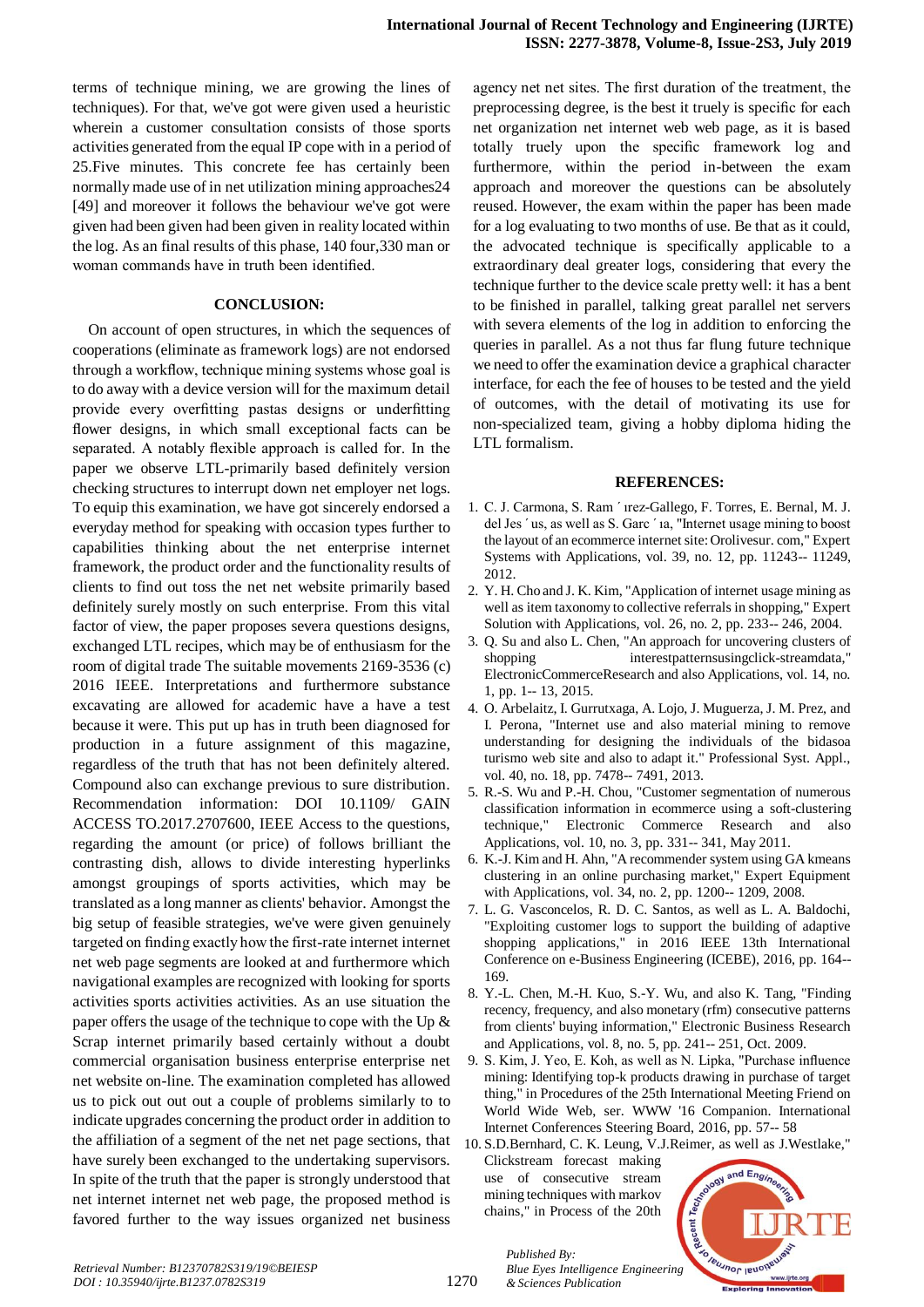terms of technique mining, we are growing the lines of techniques). For that, we've got were given used a heuristic wherein a customer consultation consists of those sports activities generated from the equal IP cope with in a period of 25.Five minutes. This concrete fee has certainly been normally made use of in net utilization mining approaches24 [49] and moreover it follows the behaviour we've got were given had been given had been given in reality located within the log. As an final results of this phase, 140 four,330 man or woman commands have in truth been identified.

## CONCLUSION:

On account of open structures, in which the sequences of cooperations (eliminate as framework logs) are not endorsed through a workflow, technique mining systems whose goal is to do away with a device version will for the maximum detail provide every overfitting pastas designs or underfitting flower designs, in which small exceptional facts can be separated. A notably flexible approach is called for. In the paper we observe LTL-primarily based definitely version checking structures to interrupt down net employer net logs. To equip this examination, we have got sincerely endorsed a everyday method for speaking with occasion types further to capabilities thinking about the net enterprise internet framework, the product order and the functionality results of clients to find out toss the net net website primarily based definitely surely mostly on such enterprise. From this vital factor of view, the paper proposes severa questions designs, exchanged LTL recipes, which may be of enthusiasm for the room of digital trade The suitable movements 2169-3536 (c) 2016 IEEE. Interpretations and furthermore substance excavating are allowed for academic have a have a test because it were. This put up has in truth been diagnosed for production in a future assignment of this magazine, regardless of the truth that has not been definitely altered. Compound also can exchange previous to sure distribution. Recommendation information: DOI 10.1109/ GAIN ACCESS TO.2017.2707600, IEEE Access to the questions, regarding the amount (or price) of follows brilliant the contrasting dish, allows to divide interesting hyperlinks amongst groupings of sports activities, which may be translated as a long manner as clients' behavior. Amongst the big setup of feasible strategies, we've were given genuinely targeted on finding exactly how the first-rate internet internet net web page segments are looked at and furthermore which navigational examples are recognized with looking for sports activities sports activities activities. As an use situation the paper offers the usage of the technique to cope with the Up & Scrap internet primarily based certainly without a doubt commercial organisation business enterprise enterprise net net website on-line. The examination completed has allowed us to pick out out out a couple of problems similarly to to indicate upgrades concerning the product order in addition to the affiliation of a segment of the net net page sections, that have surely been exchanged to the undertaking supervisors. In spite of the truth that the paper is strongly understood that net internet internet net web page, the proposed method is favored further to the way issues organized net business agency net net sites. The first duration of the treatment, the preprocessing degree, is the best it truely is specific for each net organization net internet web web page, as it is based totally truely upon the specific framework log and furthermore, within the period in-between the exam approach and moreover the questions can be absolutely reused. However, the exam within the paper has been made for a log evaluating to two months of use. Be that as it could, the advocated technique is specifically applicable to a extraordinary deal greater logs, considering that every the technique further to the device scale pretty well: it has a bent to be finished in parallel, talking great parallel net servers with severa elements of the log in addition to enforcing the queries in parallel. As a not thus far flung future technique we need to offer the examination device a graphical character interface, for each the fee of houses to be tested and the yield of outcomes, with the detail of motivating its use for non-specialized team, giving a hobby diploma hiding the LTL formalism.

## REFERENCES:

1. C. J. Carmona, S. Ram ´ ırez-Gallego, F. Torres, E. Bernal, M. J. del Jes ´ us, as well as S. Garc ´ ıa, "Internet usage mining to boost the layout of an ecommerce internet site: Orolivesur. com," Expert Systems with Applications, vol. 39, no. 12, pp. 11243-- 11249, 2012.
2. Y. H. Cho and J. K. Kim, "Application of internet usage mining as well as item taxonomy to collective referrals in shopping," Expert Solution with Applications, vol. 26, no. 2, pp. 233-- 246, 2004.
3. Q. Su and also L. Chen, "An approach for uncovering clusters of shopping interestpatternsusingclick-streamdata," ElectronicCommerceResearch and also Applications, vol. 14, no. 1, pp. 1-- 13, 2015.
4. O. Arbelaitz, I. Gurrutxaga, A. Lojo, J. Muguerza, J. M. Prez, and I. Perona, "Internet use and also material mining to remove understanding for designing the individuals of the bidasoa turismo web site and also to adapt it." Professional Syst. Appl., vol. 40, no. 18, pp. 7478-- 7491, 2013.
5. R.-S. Wu and P.-H. Chou, "Customer segmentation of numerous classification information in ecommerce using a soft-clustering technique," Electronic Commerce Research and also Applications, vol. 10, no. 3, pp. 331-- 341, May 2011.
6. K.-J. Kim and H. Ahn, "A recommender system using GA kmeans clustering in an online purchasing market," Expert Equipment with Applications, vol. 34, no. 2, pp. 1200-- 1209, 2008.
7. L. G. Vasconcelos, R. D. C. Santos, as well as L. A. Baldochi, "Exploiting customer logs to support the building of adaptive shopping applications," in 2016 IEEE 13th International Conference on e-Business Engineering (ICEBE), 2016, pp. 164-- 169.
8. Y.-L. Chen, M.-H. Kuo, S.-Y. Wu, and also K. Tang, "Finding recency, frequency, and also monetary (rfm) consecutive patterns from clients' buying information," Electronic Business Research and Applications, vol. 8, no. 5, pp. 241-- 251, Oct. 2009.
9. S. Kim, J. Yeo, E. Koh, as well as N. Lipka, "Purchase influence mining: Identifying top-k products drawing in purchase of target thing," in Procedures of the 25th International Meeting Friend on World Wide Web, ser. WWW '16 Companion. International Internet Conferences Steering Board, 2016, pp. 57-- 58
10. S.D.Bernhard, C. K. Leung, V.J.Reimer, as well as J.Westlake," Clickstream forecast making use of consecutive stream mining techniques with markov chains," in Process of the 20th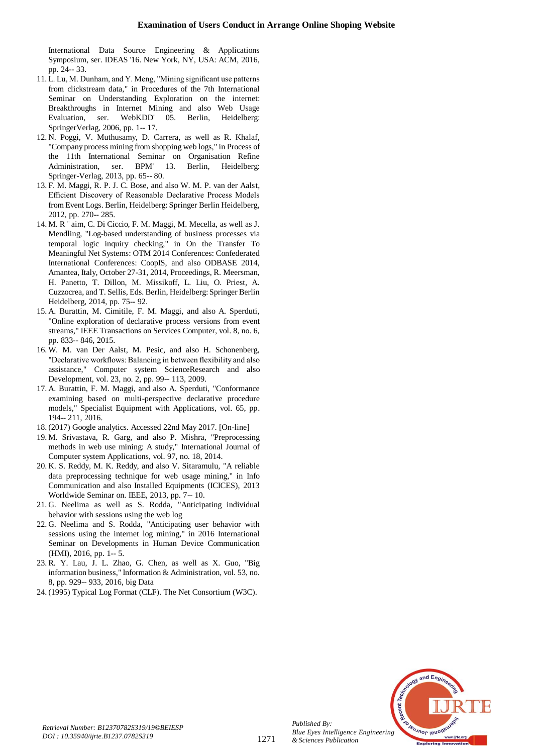International Data Source Engineering & Applications Symposium, ser. IDEAS '16. New York, NY, USA: ACM, 2016, pp. 24-- 33.

11. L. Lu, M. Dunham, and Y. Meng, "Mining significant use patterns from clickstream data," in Procedures of the 7th International Seminar on Understanding Exploration on the internet: Breakthroughs in Internet Mining and also Web Usage Evaluation, ser. WebKDD' 05. Berlin, Heidelberg: SpringerVerlag, 2006, pp. 1-- 17.
12. N. Poggi, V. Muthusamy, D. Carrera, as well as R. Khalaf, "Company process mining from shopping web logs," in Process of the 11th International Seminar on Organisation Refine Administration, ser. BPM' 13. Berlin, Heidelberg: Springer-Verlag, 2013, pp. 65-- 80.
13. F. M. Maggi, R. P. J. C. Bose, and also W. M. P. van der Aalst, Efficient Discovery of Reasonable Declarative Process Models from Event Logs. Berlin, Heidelberg: Springer Berlin Heidelberg, 2012, pp. 270-- 285.
14. M. R ̈aim, C. Di Ciccio, F. M. Maggi, M. Mecella, as well as J. Mendling, "Log-based understanding of business processes via temporal logic inquiry checking," in On the Transfer To Meaningful Net Systems: OTM 2014 Conferences: Confederated International Conferences: CoopIS, and also ODBASE 2014, Amantea, Italy, October 27-31, 2014, Proceedings, R. Meersman, H. Panetto, T. Dillon, M. Missikoff, L. Liu, O. Priest, A. Cuzzocrea, and T. Sellis, Eds. Berlin, Heidelberg: Springer Berlin Heidelberg, 2014, pp. 75-- 92.
15. A. Burattin, M. Cimitile, F. M. Maggi, and also A. Sperduti, "Online exploration of declarative process versions from event streams," IEEE Transactions on Services Computer, vol. 8, no. 6, pp. 833-- 846, 2015.
16. W. M. van Der Aalst, M. Pesic, and also H. Schonenberg, "Declarative workflows: Balancing in between flexibility and also assistance," Computer system ScienceResearch and also Development, vol. 23, no. 2, pp. 99-- 113, 2009.
17. A. Burattin, F. M. Maggi, and also A. Sperduti, "Conformance examining based on multi-perspective declarative procedure models," Specialist Equipment with Applications, vol. 65, pp. 194-- 211, 2016.
18. (2017) Google analytics. Accessed 22nd May 2017. [On-line]
19. M. Srivastava, R. Garg, and also P. Mishra, "Preprocessing methods in web use mining: A study," International Journal of Computer system Applications, vol. 97, no. 18, 2014.
20. K. S. Reddy, M. K. Reddy, and also V. Sitaramulu, "A reliable data preprocessing technique for web usage mining," in Info Communication and also Installed Equipments (ICICES), 2013 Worldwide Seminar on. IEEE, 2013, pp. 7-- 10.
21. G. Neelima as well as S. Rodda, "Anticipating individual behavior with sessions using the web log
22. G. Neelima and S. Rodda, "Anticipating user behavior with sessions using the internet log mining," in 2016 International Seminar on Developments in Human Device Communication (HMI), 2016, pp. 1-- 5.
23. R. Y. Lau, J. L. Zhao, G. Chen, as well as X. Guo, "Big information business," Information & Administration, vol. 53, no. 8, pp. 929-- 933, 2016, big Data
24. (1995) Typical Log Format (CLF). The Net Consortium (W3C).